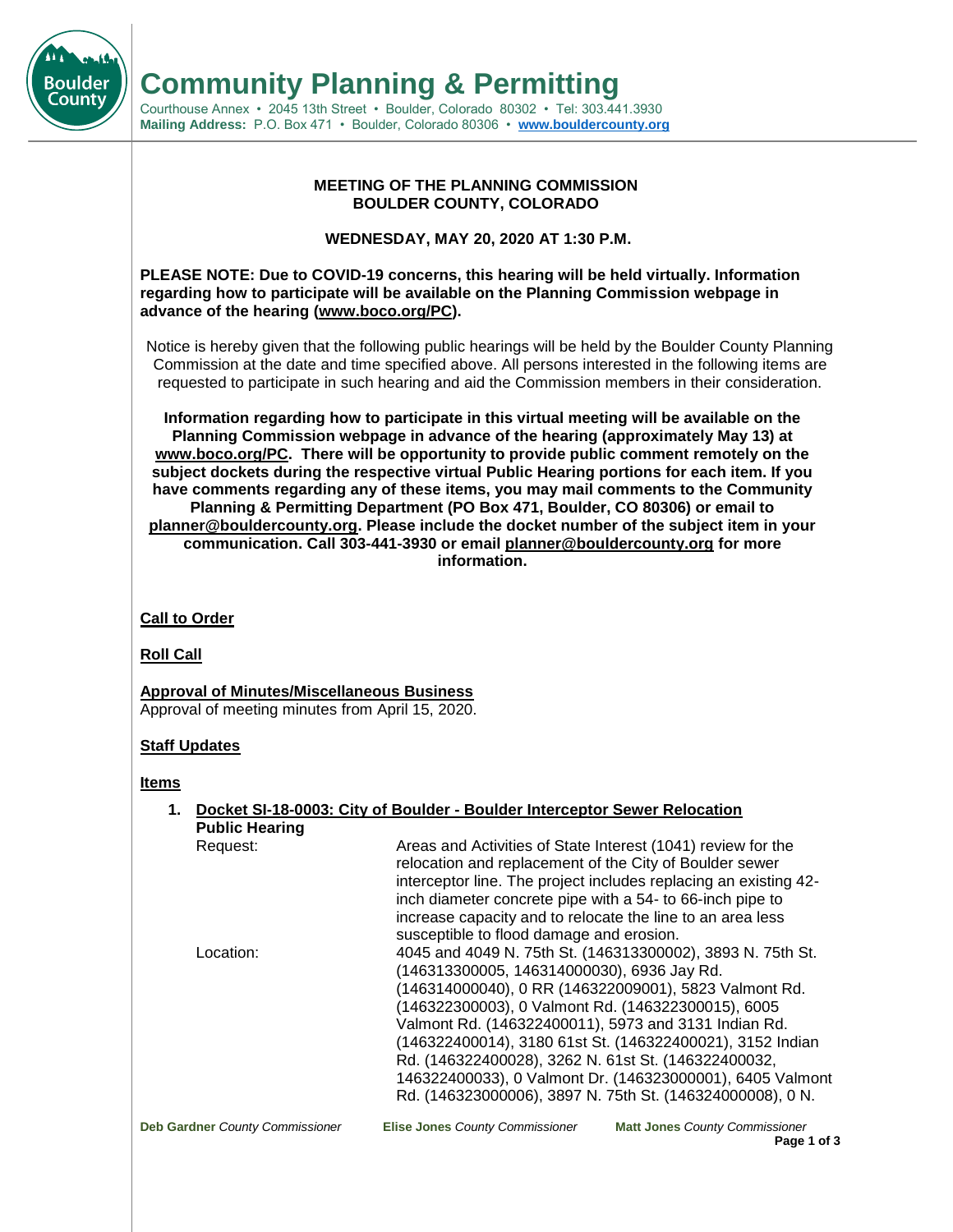# Community Planning & Permitting

Courthouse Annex • 2045 13th Street • Boulder, Colorado 80302 • Tel: 303.441.3930
**Mailing Address:** P.O. Box 471 • Boulder, Colorado 80306 • **www.bouldercounty.org**

**MEETING OF THE PLANNING COMMISSION**
**BOULDER COUNTY, COLORADO**

**WEDNESDAY, MAY 20, 2020 AT 1:30 P.M.**

**PLEASE NOTE: Due to COVID-19 concerns, this hearing will be held virtually. Information regarding how to participate will be available on the Planning Commission webpage in advance of the hearing (www.boco.org/PC).**

Notice is hereby given that the following public hearings will be held by the Boulder County Planning Commission at the date and time specified above. All persons interested in the following items are requested to participate in such hearing and aid the Commission members in their consideration.

**Information regarding how to participate in this virtual meeting will be available on the Planning Commission webpage in advance of the hearing (approximately May 13) at www.boco.org/PC. There will be opportunity to provide public comment remotely on the subject dockets during the respective virtual Public Hearing portions for each item. If you have comments regarding any of these items, you may mail comments to the Community Planning & Permitting Department (PO Box 471, Boulder, CO 80306) or email to planner@bouldercounty.org. Please include the docket number of the subject item in your communication. Call 303-441-3930 or email planner@bouldercounty.org for more information.**

**Call to Order**

**Roll Call**

**Approval of Minutes/Miscellaneous Business**
Approval of meeting minutes from April 15, 2020.

**Staff Updates**

**Items**

1. **Docket SI-18-0003: City of Boulder - Boulder Interceptor Sewer Relocation**
   **Public Hearing**
   Request: Areas and Activities of State Interest (1041) review for the relocation and replacement of the City of Boulder sewer interceptor line. The project includes replacing an existing 42-inch diameter concrete pipe with a 54- to 66-inch pipe to increase capacity and to relocate the line to an area less susceptible to flood damage and erosion.
   Location: 4045 and 4049 N. 75th St. (146313300002), 3893 N. 75th St. (146313300005, 146314000030), 6936 Jay Rd. (146314000040), 0 RR (146322009001), 5823 Valmont Rd. (146322300003), 0 Valmont Rd. (146322300015), 6005 Valmont Rd. (146322400011), 5973 and 3131 Indian Rd. (146322400014), 3180 61st St. (146322400021), 3152 Indian Rd. (146322400028), 3262 N. 61st St. (146322400032, 146322400033), 0 Valmont Dr. (146323000001), 6405 Valmont Rd. (146323000006), 3897 N. 75th St. (146324000008), 0 N.

**Deb Gardner** *County Commissioner* **Elise Jones** *County Commissioner* **Matt Jones** *County Commissioner*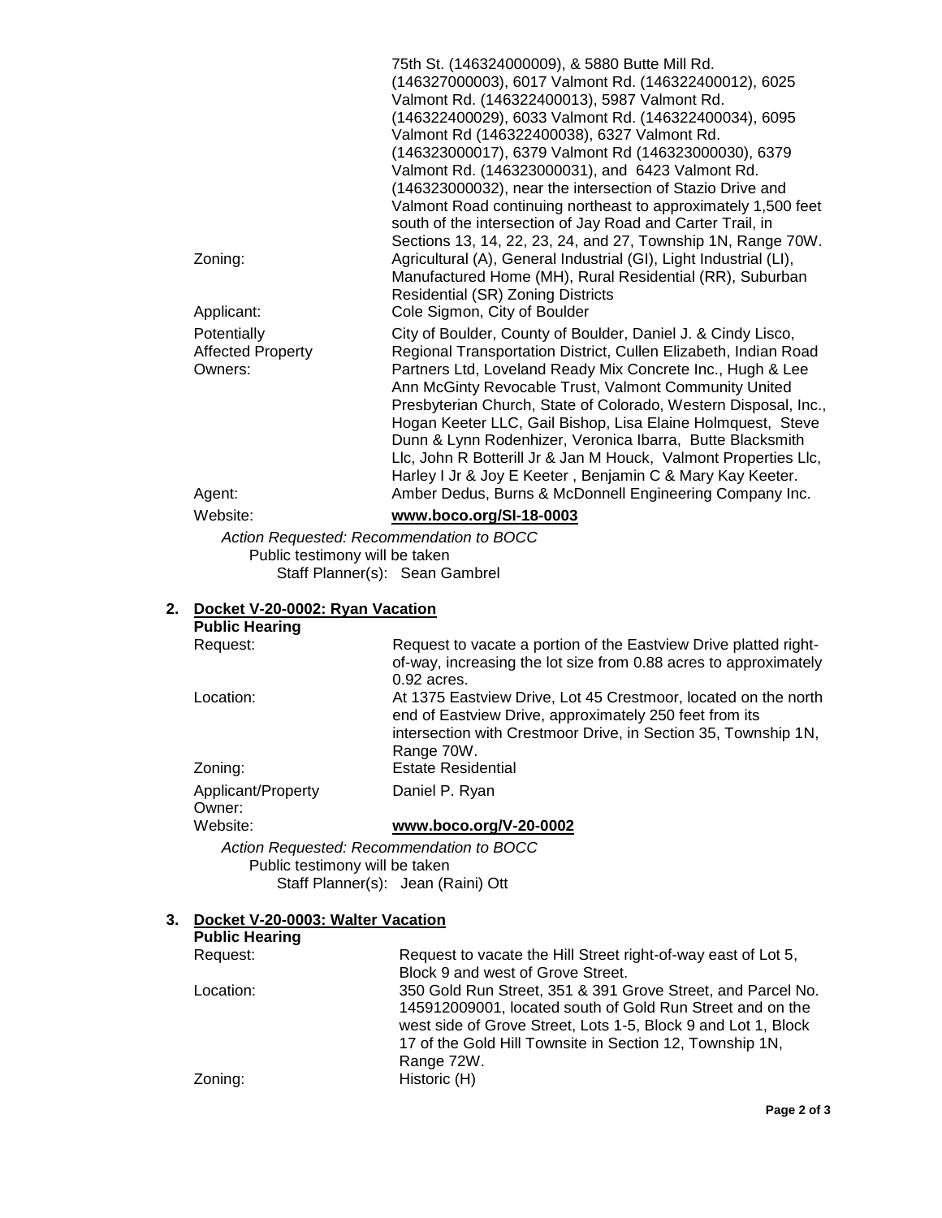|  |  |
|---|---|
|  | 75th St. (146324000009), & 5880 Butte Mill Rd. (146327000003), 6017 Valmont Rd. (146322400012), 6025 Valmont Rd. (146322400013), 5987 Valmont Rd. (146322400029), 6033 Valmont Rd. (146322400034), 6095 Valmont Rd (146322400038), 6327 Valmont Rd. (146323000017), 6379 Valmont Rd (146323000030), 6379 Valmont Rd. (146323000031), and 6423 Valmont Rd. (146323000032), near the intersection of Stazio Drive and Valmont Road continuing northeast to approximately 1,500 feet south of the intersection of Jay Road and Carter Trail, in Sections 13, 14, 22, 23, 24, and 27, Township 1N, Range 70W. |
| Zoning: | Agricultural (A), General Industrial (GI), Light Industrial (LI), Manufactured Home (MH), Rural Residential (RR), Suburban Residential (SR) Zoning Districts |
| Applicant: | Cole Sigmon, City of Boulder |
| Potentially Affected Property Owners: | City of Boulder, County of Boulder, Daniel J. & Cindy Lisco, Regional Transportation District, Cullen Elizabeth, Indian Road Partners Ltd, Loveland Ready Mix Concrete Inc., Hugh & Lee Ann McGinty Revocable Trust, Valmont Community United Presbyterian Church, State of Colorado, Western Disposal, Inc., Hogan Keeter LLC, Gail Bishop, Lisa Elaine Holmquest, Steve Dunn & Lynn Rodenhizer, Veronica Ibarra, Butte Blacksmith Llc, John R Botterill Jr & Jan M Houck, Valmont Properties Llc, Harley I Jr & Joy E Keeter , Benjamin C & Mary Kay Keeter. |
| Agent: | Amber Dedus, Burns & McDonnell Engineering Company Inc. |
| Website: | **www.boco.org/SI-18-0003** |

*Action Requested: Recommendation to BOCC*
Public testimony will be taken
Staff Planner(s): Sean Gambrel

**2. Docket V-20-0002: Ryan Vacation**

**Public Hearing**

|  |  |
|---|---|
| Request: | Request to vacate a portion of the Eastview Drive platted right-of-way, increasing the lot size from 0.88 acres to approximately 0.92 acres. |
| Location: | At 1375 Eastview Drive, Lot 45 Crestmoor, located on the north end of Eastview Drive, approximately 250 feet from its intersection with Crestmoor Drive, in Section 35, Township 1N, Range 70W. |
| Zoning: | Estate Residential |
| Applicant/Property Owner: | Daniel P. Ryan |
| Website: | **www.boco.org/V-20-0002** |

*Action Requested: Recommendation to BOCC*
Public testimony will be taken
Staff Planner(s): Jean (Raini) Ott

**3. Docket V-20-0003: Walter Vacation**

**Public Hearing**

|  |  |
|---|---|
| Request: | Request to vacate the Hill Street right-of-way east of Lot 5, Block 9 and west of Grove Street. |
| Location: | 350 Gold Run Street, 351 & 391 Grove Street, and Parcel No. 145912009001, located south of Gold Run Street and on the west side of Grove Street, Lots 1-5, Block 9 and Lot 1, Block 17 of the Gold Hill Townsite in Section 12, Township 1N, Range 72W. |
| Zoning: | Historic (H) |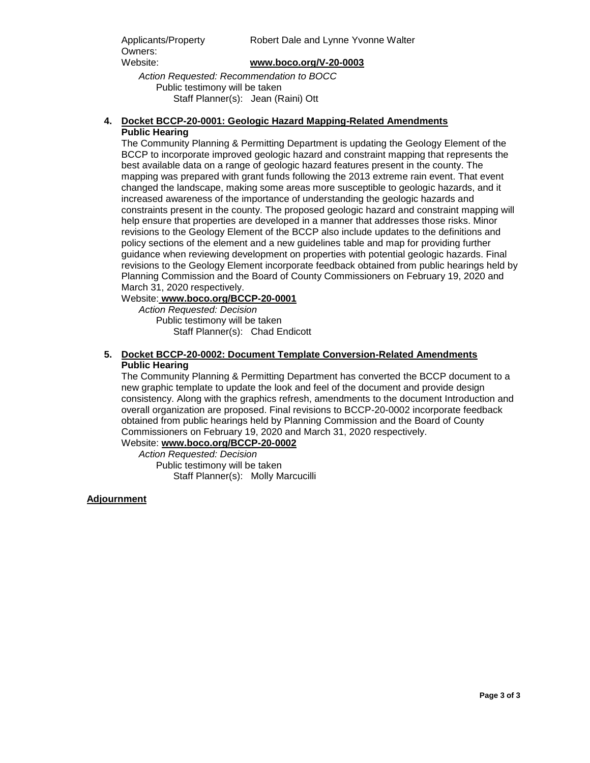Applicants/Property Owners: Robert Dale and Lynne Yvonne Walter

Website: **www.boco.org/V-20-0003**

*Action Requested: Recommendation to BOCC*

Public testimony will be taken

Staff Planner(s): Jean (Raini) Ott

4. **Docket BCCP-20-0001: Geologic Hazard Mapping-Related Amendments**

**Public Hearing**

The Community Planning & Permitting Department is updating the Geology Element of the BCCP to incorporate improved geologic hazard and constraint mapping that represents the best available data on a range of geologic hazard features present in the county. The mapping was prepared with grant funds following the 2013 extreme rain event. That event changed the landscape, making some areas more susceptible to geologic hazards, and it increased awareness of the importance of understanding the geologic hazards and constraints present in the county. The proposed geologic hazard and constraint mapping will help ensure that properties are developed in a manner that addresses those risks. Minor revisions to the Geology Element of the BCCP also include updates to the definitions and policy sections of the element and a new guidelines table and map for providing further guidance when reviewing development on properties with potential geologic hazards. Final revisions to the Geology Element incorporate feedback obtained from public hearings held by Planning Commission and the Board of County Commissioners on February 19, 2020 and March 31, 2020 respectively.

Website: **www.boco.org/BCCP-20-0001**

*Action Requested: Decision*

Public testimony will be taken

Staff Planner(s): Chad Endicott

5. **Docket BCCP-20-0002: Document Template Conversion-Related Amendments**

**Public Hearing**

The Community Planning & Permitting Department has converted the BCCP document to a new graphic template to update the look and feel of the document and provide design consistency. Along with the graphics refresh, amendments to the document Introduction and overall organization are proposed. Final revisions to BCCP-20-0002 incorporate feedback obtained from public hearings held by Planning Commission and the Board of County Commissioners on February 19, 2020 and March 31, 2020 respectively.

Website: **www.boco.org/BCCP-20-0002**

*Action Requested: Decision*

Public testimony will be taken

Staff Planner(s): Molly Marcucilli

**Adjournment**